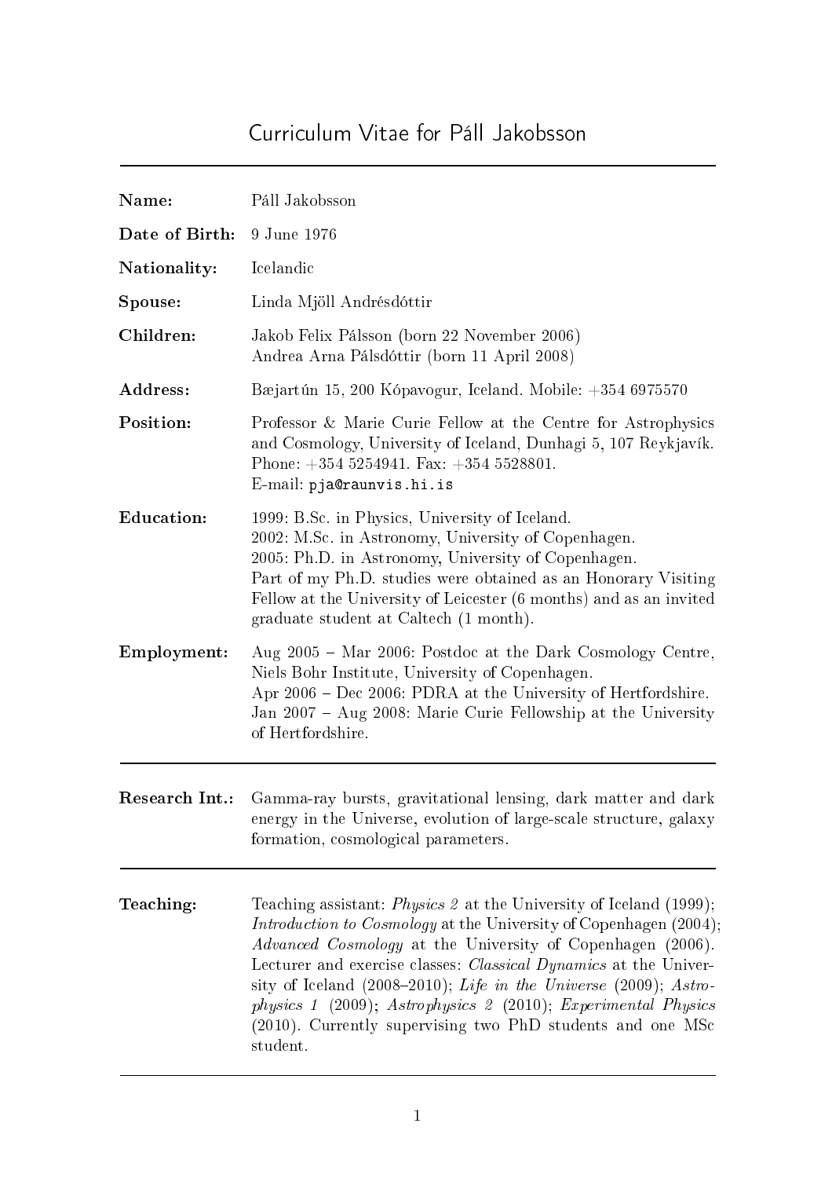# Curriculum Vitae for Páll Jakobsson

---

**Name:** Páll Jakobsson

**Date of Birth:** 9 June 1976

**Nationality:** Icelandic

**Spouse:** Linda Mjöll Andrésdóttir

**Children:** Jakob Felix Pálsson (born 22 November 2006)
Andrea Arna Pálsdóttir (born 11 April 2008)

**Address:** Bæjartún 15, 200 Kópavogur, Iceland. Mobile: +354 6975570

**Position:** Professor & Marie Curie Fellow at the Centre for Astrophysics and Cosmology, University of Iceland, Dunhagi 5, 107 Reykjavík. Phone: +354 5254941. Fax: +354 5528801.
E-mail: `pja@raunvis.hi.is`

**Education:** 1999: B.Sc. in Physics, University of Iceland.
2002: M.Sc. in Astronomy, University of Copenhagen.
2005: Ph.D. in Astronomy, University of Copenhagen.
Part of my Ph.D. studies were obtained as an Honorary Visiting Fellow at the University of Leicester (6 months) and as an invited graduate student at Caltech (1 month).

**Employment:** Aug 2005 – Mar 2006: Postdoc at the Dark Cosmology Centre, Niels Bohr Institute, University of Copenhagen.
Apr 2006 – Dec 2006: PDRA at the University of Hertfordshire.
Jan 2007 – Aug 2008: Marie Curie Fellowship at the University of Hertfordshire.

---

**Research Int.:** Gamma-ray bursts, gravitational lensing, dark matter and dark energy in the Universe, evolution of large-scale structure, galaxy formation, cosmological parameters.

---

**Teaching:** Teaching assistant: *Physics 2* at the University of Iceland (1999); *Introduction to Cosmology* at the University of Copenhagen (2004); *Advanced Cosmology* at the University of Copenhagen (2006). Lecturer and exercise classes: *Classical Dynamics* at the University of Iceland (2008–2010); *Life in the Universe* (2009); *Astrophysics 1* (2009); *Astrophysics 2* (2010); *Experimental Physics* (2010). Currently supervising two PhD students and one MSc student.

---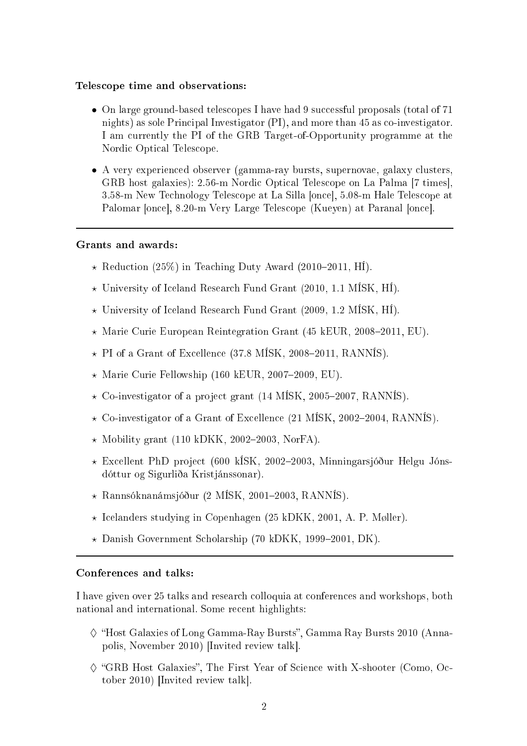**Telescope time and observations:**

- On large ground-based telescopes I have had 9 successful proposals (total of 71 nights) as sole Principal Investigator (PI), and more than 45 as co-investigator. I am currently the PI of the GRB Target-of-Opportunity programme at the Nordic Optical Telescope.
- A very experienced observer (gamma-ray bursts, supernovae, galaxy clusters, GRB host galaxies): 2.56-m Nordic Optical Telescope on La Palma [7 times], 3.58-m New Technology Telescope at La Silla [once], 5.08-m Hale Telescope at Palomar [once], 8.20-m Very Large Telescope (Kueyen) at Paranal [once].

---

**Grants and awards:**

- ⋆ Reduction (25%) in Teaching Duty Award (2010–2011, HÍ).
- ⋆ University of Iceland Research Fund Grant (2010, 1.1 MÍSK, HÍ).
- ⋆ University of Iceland Research Fund Grant (2009, 1.2 MÍSK, HÍ).
- ⋆ Marie Curie European Reintegration Grant (45 kEUR, 2008–2011, EU).
- ⋆ PI of a Grant of Excellence (37.8 MÍSK, 2008–2011, RANNÍS).
- ⋆ Marie Curie Fellowship (160 kEUR, 2007–2009, EU).
- ⋆ Co-investigator of a project grant (14 MÍSK, 2005–2007, RANNÍS).
- ⋆ Co-investigator of a Grant of Excellence (21 MÍSK, 2002–2004, RANNÍS).
- ⋆ Mobility grant (110 kDKK, 2002–2003, NorFA).
- ⋆ Excellent PhD project (600 kÍSK, 2002–2003, Minningarsjóður Helgu Jónsdóttur og Sigurliða Kristjánssonar).
- ⋆ Rannsóknanámsjóður (2 MÍSK, 2001–2003, RANNÍS).
- ⋆ Icelanders studying in Copenhagen (25 kDKK, 2001, A. P. Møller).
- ⋆ Danish Government Scholarship (70 kDKK, 1999–2001, DK).

---

**Conferences and talks:**

I have given over 25 talks and research colloquia at conferences and workshops, both national and international. Some recent highlights:

- ◊ "Host Galaxies of Long Gamma-Ray Bursts", Gamma Ray Bursts 2010 (Annapolis, November 2010) [Invited review talk].
- ◊ "GRB Host Galaxies", The First Year of Science with X-shooter (Como, October 2010) [Invited review talk].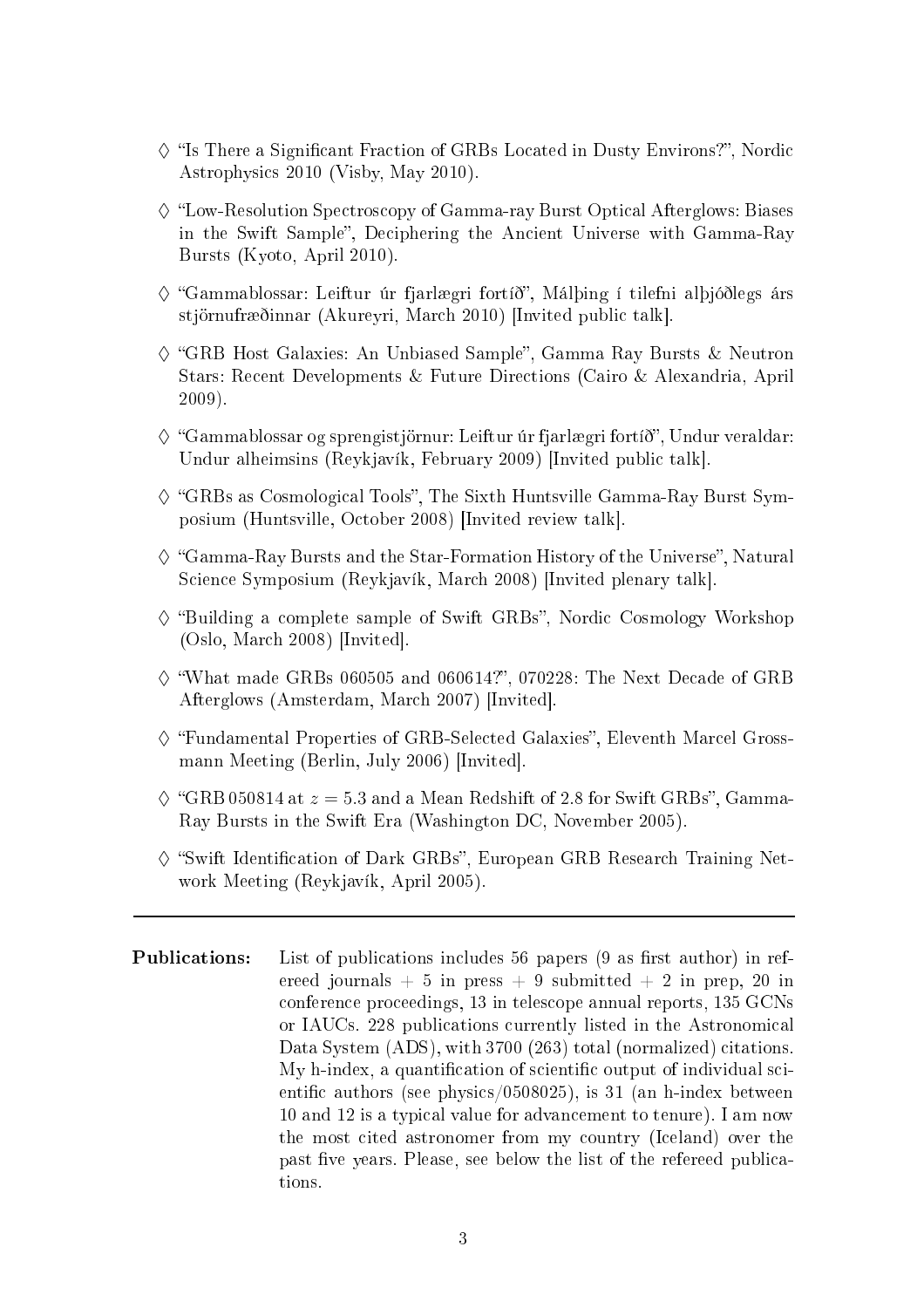- ◊ "Is There a Significant Fraction of GRBs Located in Dusty Environs?", Nordic Astrophysics 2010 (Visby, May 2010).

- ◊ "Low-Resolution Spectroscopy of Gamma-ray Burst Optical Afterglows: Biases in the Swift Sample", Deciphering the Ancient Universe with Gamma-Ray Bursts (Kyoto, April 2010).

- ◊ "Gammablossar: Leiftur úr fjarlægri fortíð", Málþing í tilefni alþjóðlegs árs stjörnufræðinnar (Akureyri, March 2010) [Invited public talk].

- ◊ "GRB Host Galaxies: An Unbiased Sample", Gamma Ray Bursts & Neutron Stars: Recent Developments & Future Directions (Cairo & Alexandria, April 2009).

- ◊ "Gammablossar og sprengistjörnur: Leiftur úr fjarlægri fortíð", Undur veraldar: Undur alheimsins (Reykjavík, February 2009) [Invited public talk].

- ◊ "GRBs as Cosmological Tools", The Sixth Huntsville Gamma-Ray Burst Symposium (Huntsville, October 2008) [Invited review talk].

- ◊ "Gamma-Ray Bursts and the Star-Formation History of the Universe", Natural Science Symposium (Reykjavík, March 2008) [Invited plenary talk].

- ◊ "Building a complete sample of Swift GRBs", Nordic Cosmology Workshop (Oslo, March 2008) [Invited].

- ◊ "What made GRBs 060505 and 060614?", 070228: The Next Decade of GRB Afterglows (Amsterdam, March 2007) [Invited].

- ◊ "Fundamental Properties of GRB-Selected Galaxies", Eleventh Marcel Grossmann Meeting (Berlin, July 2006) [Invited].

- ◊ "GRB 050814 at $z = 5.3$ and a Mean Redshift of 2.8 for Swift GRBs", Gamma-Ray Bursts in the Swift Era (Washington DC, November 2005).

- ◊ "Swift Identification of Dark GRBs", European GRB Research Training Network Meeting (Reykjavík, April 2005).

---

**Publications:** List of publications includes 56 papers (9 as first author) in refereed journals + 5 in press + 9 submitted + 2 in prep, 20 in conference proceedings, 13 in telescope annual reports, 135 GCNs or IAUCs. 228 publications currently listed in the Astronomical Data System (ADS), with 3700 (263) total (normalized) citations. My h-index, a quantification of scientific output of individual scientific authors (see physics/0508025), is 31 (an h-index between 10 and 12 is a typical value for advancement to tenure). I am now the most cited astronomer from my country (Iceland) over the past five years. Please, see below the list of the refereed publications.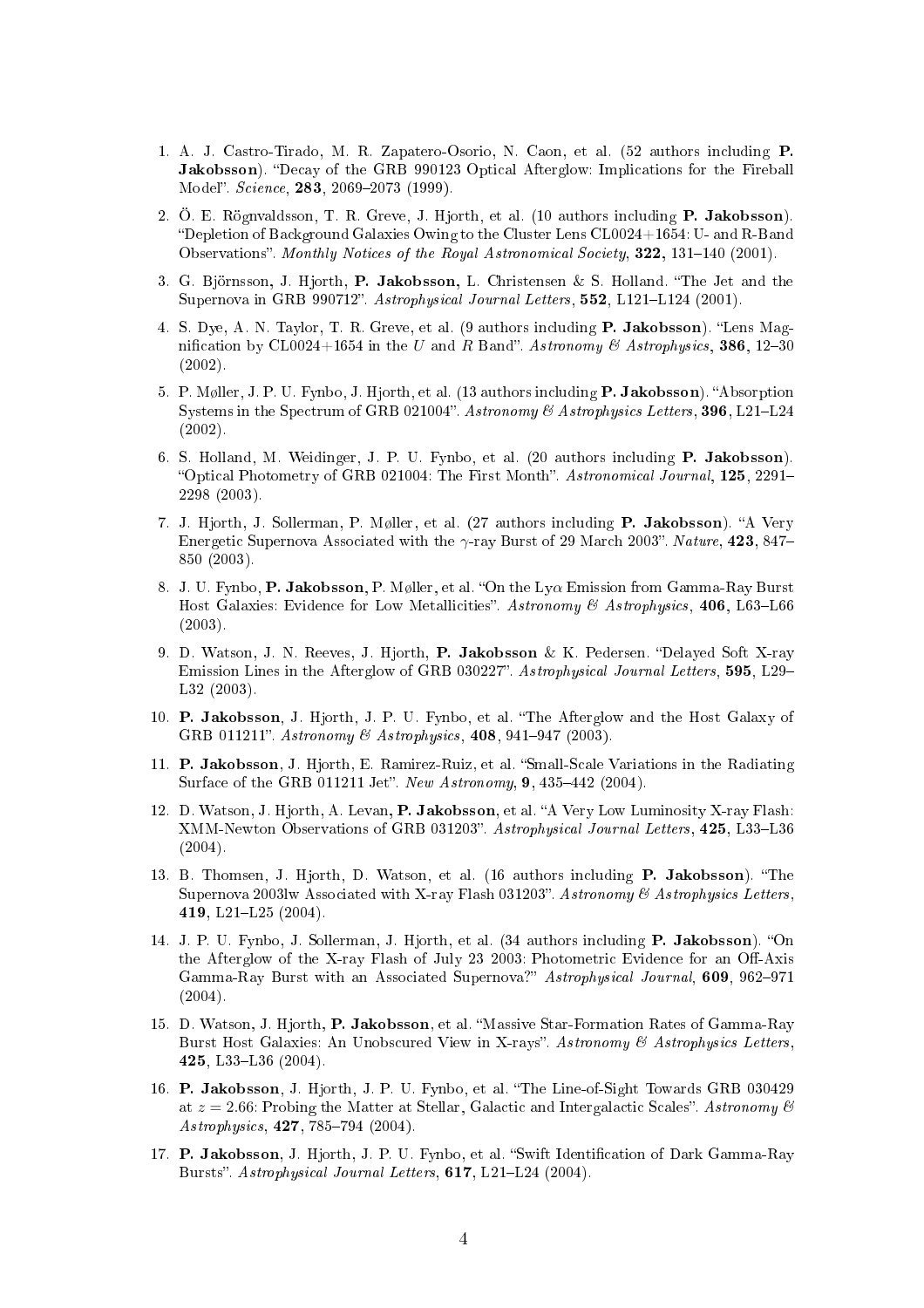1. A. J. Castro-Tirado, M. R. Zapatero-Osorio, N. Caon, et al. (52 authors including **P. Jakobsson**). "Decay of the GRB 990123 Optical Afterglow: Implications for the Fireball Model". *Science*, **283**, 2069–2073 (1999).

2. Ö. E. Rögnvaldsson, T. R. Greve, J. Hjorth, et al. (10 authors including **P. Jakobsson**). "Depletion of Background Galaxies Owing to the Cluster Lens CL0024+1654: U- and R-Band Observations". *Monthly Notices of the Royal Astronomical Society*, **322**, 131–140 (2001).

3. G. Björnsson, J. Hjorth, **P. Jakobsson**, L. Christensen & S. Holland. "The Jet and the Supernova in GRB 990712". *Astrophysical Journal Letters*, **552**, L121–L124 (2001).

4. S. Dye, A. N. Taylor, T. R. Greve, et al. (9 authors including **P. Jakobsson**). "Lens Magnification by CL0024+1654 in the $U$ and $R$ Band". *Astronomy & Astrophysics*, **386**, 12–30 (2002).

5. P. Møller, J. P. U. Fynbo, J. Hjorth, et al. (13 authors including **P. Jakobsson**). "Absorption Systems in the Spectrum of GRB 021004". *Astronomy & Astrophysics Letters*, **396**, L21–L24 (2002).

6. S. Holland, M. Weidinger, J. P. U. Fynbo, et al. (20 authors including **P. Jakobsson**). "Optical Photometry of GRB 021004: The First Month". *Astronomical Journal*, **125**, 2291–2298 (2003).

7. J. Hjorth, J. Sollerman, P. Møller, et al. (27 authors including **P. Jakobsson**). "A Very Energetic Supernova Associated with the $\gamma$-ray Burst of 29 March 2003". *Nature*, **423**, 847–850 (2003).

8. J. U. Fynbo, **P. Jakobsson**, P. Møller, et al. "On the Ly$\alpha$ Emission from Gamma-Ray Burst Host Galaxies: Evidence for Low Metallicities". *Astronomy & Astrophysics*, **406**, L63–L66 (2003).

9. D. Watson, J. N. Reeves, J. Hjorth, **P. Jakobsson** & K. Pedersen. "Delayed Soft X-ray Emission Lines in the Afterglow of GRB 030227". *Astrophysical Journal Letters*, **595**, L29–L32 (2003).

10. **P. Jakobsson**, J. Hjorth, J. P. U. Fynbo, et al. "The Afterglow and the Host Galaxy of GRB 011211". *Astronomy & Astrophysics*, **408**, 941–947 (2003).

11. **P. Jakobsson**, J. Hjorth, E. Ramirez-Ruiz, et al. "Small-Scale Variations in the Radiating Surface of the GRB 011211 Jet". *New Astronomy*, **9**, 435–442 (2004).

12. D. Watson, J. Hjorth, A. Levan, **P. Jakobsson**, et al. "A Very Low Luminosity X-ray Flash: XMM-Newton Observations of GRB 031203". *Astrophysical Journal Letters*, **425**, L33–L36 (2004).

13. B. Thomsen, J. Hjorth, D. Watson, et al. (16 authors including **P. Jakobsson**). "The Supernova 2003lw Associated with X-ray Flash 031203". *Astronomy & Astrophysics Letters*, **419**, L21–L25 (2004).

14. J. P. U. Fynbo, J. Sollerman, J. Hjorth, et al. (34 authors including **P. Jakobsson**). "On the Afterglow of the X-ray Flash of July 23 2003: Photometric Evidence for an Off-Axis Gamma-Ray Burst with an Associated Supernova?" *Astrophysical Journal*, **609**, 962–971 (2004).

15. D. Watson, J. Hjorth, **P. Jakobsson**, et al. "Massive Star-Formation Rates of Gamma-Ray Burst Host Galaxies: An Unobscured View in X-rays". *Astronomy & Astrophysics Letters*, **425**, L33–L36 (2004).

16. **P. Jakobsson**, J. Hjorth, J. P. U. Fynbo, et al. "The Line-of-Sight Towards GRB 030429 at $z = 2.66$: Probing the Matter at Stellar, Galactic and Intergalactic Scales". *Astronomy & Astrophysics*, **427**, 785–794 (2004).

17. **P. Jakobsson**, J. Hjorth, J. P. U. Fynbo, et al. "Swift Identification of Dark Gamma-Ray Bursts". *Astrophysical Journal Letters*, **617**, L21–L24 (2004).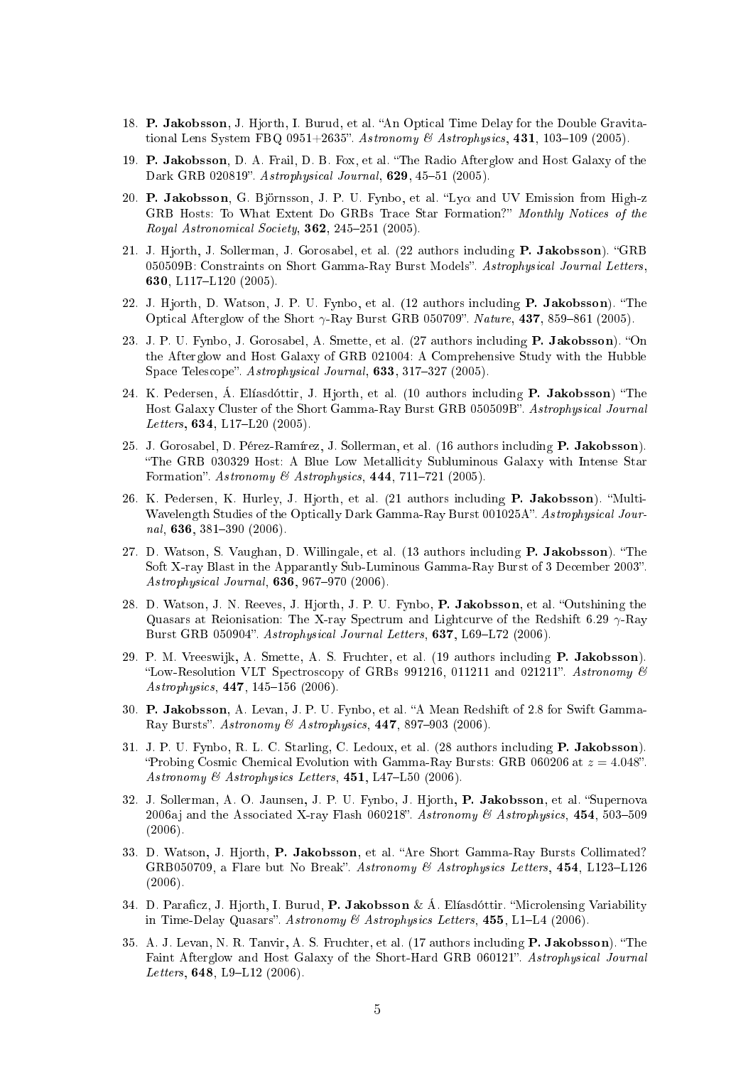18. **P. Jakobsson**, J. Hjorth, I. Burud, et al. "An Optical Time Delay for the Double Gravitational Lens System FBQ 0951+2635". *Astronomy & Astrophysics*, **431**, 103–109 (2005).

19. **P. Jakobsson**, D. A. Frail, D. B. Fox, et al. "The Radio Afterglow and Host Galaxy of the Dark GRB 020819". *Astrophysical Journal*, **629**, 45–51 (2005).

20. **P. Jakobsson**, G. Björnsson, J. P. U. Fynbo, et al. "Ly$\alpha$ and UV Emission from High-z GRB Hosts: To What Extent Do GRBs Trace Star Formation?" *Monthly Notices of the Royal Astronomical Society*, **362**, 245–251 (2005).

21. J. Hjorth, J. Sollerman, J. Gorosabel, et al. (22 authors including **P. Jakobsson**). "GRB 050509B: Constraints on Short Gamma-Ray Burst Models". *Astrophysical Journal Letters*, **630**, L117–L120 (2005).

22. J. Hjorth, D. Watson, J. P. U. Fynbo, et al. (12 authors including **P. Jakobsson**). "The Optical Afterglow of the Short $\gamma$-Ray Burst GRB 050709". *Nature*, **437**, 859–861 (2005).

23. J. P. U. Fynbo, J. Gorosabel, A. Smette, et al. (27 authors including **P. Jakobsson**). "On the Afterglow and Host Galaxy of GRB 021004: A Comprehensive Study with the Hubble Space Telescope". *Astrophysical Journal*, **633**, 317–327 (2005).

24. K. Pedersen, Á. Elíasdóttir, J. Hjorth, et al. (10 authors including **P. Jakobsson**) "The Host Galaxy Cluster of the Short Gamma-Ray Burst GRB 050509B". *Astrophysical Journal Letters*, **634**, L17–L20 (2005).

25. J. Gorosabel, D. Pérez-Ramírez, J. Sollerman, et al. (16 authors including **P. Jakobsson**). "The GRB 030329 Host: A Blue Low Metallicity Subluminous Galaxy with Intense Star Formation". *Astronomy & Astrophysics*, **444**, 711–721 (2005).

26. K. Pedersen, K. Hurley, J. Hjorth, et al. (21 authors including **P. Jakobsson**). "Multi-Wavelength Studies of the Optically Dark Gamma-Ray Burst 001025A". *Astrophysical Journal*, **636**, 381–390 (2006).

27. D. Watson, S. Vaughan, D. Willingale, et al. (13 authors including **P. Jakobsson**). "The Soft X-ray Blast in the Apparantly Sub-Luminous Gamma-Ray Burst of 3 December 2003". *Astrophysical Journal*, **636**, 967–970 (2006).

28. D. Watson, J. N. Reeves, J. Hjorth, J. P. U. Fynbo, **P. Jakobsson**, et al. "Outshining the Quasars at Reionisation: The X-ray Spectrum and Lightcurve of the Redshift 6.29 $\gamma$-Ray Burst GRB 050904". *Astrophysical Journal Letters*, **637**, L69–L72 (2006).

29. P. M. Vreeswijk, A. Smette, A. S. Fruchter, et al. (19 authors including **P. Jakobsson**). "Low-Resolution VLT Spectroscopy of GRBs 991216, 011211 and 021211". *Astronomy & Astrophysics*, **447**, 145–156 (2006).

30. **P. Jakobsson**, A. Levan, J. P. U. Fynbo, et al. "A Mean Redshift of 2.8 for Swift Gamma-Ray Bursts". *Astronomy & Astrophysics*, **447**, 897–903 (2006).

31. J. P. U. Fynbo, R. L. C. Starling, C. Ledoux, et al. (28 authors including **P. Jakobsson**). "Probing Cosmic Chemical Evolution with Gamma-Ray Bursts: GRB 060206 at $z = 4.048$". *Astronomy & Astrophysics Letters*, **451**, L47–L50 (2006).

32. J. Sollerman, A. O. Jaunsen, J. P. U. Fynbo, J. Hjorth, **P. Jakobsson**, et al. "Supernova 2006aj and the Associated X-ray Flash 060218". *Astronomy & Astrophysics*, **454**, 503–509 (2006).

33. D. Watson, J. Hjorth, **P. Jakobsson**, et al. "Are Short Gamma-Ray Bursts Collimated? GRB050709, a Flare but No Break". *Astronomy & Astrophysics Letters*, **454**, L123–L126 (2006).

34. D. Paraficz, J. Hjorth, I. Burud, **P. Jakobsson** & Á. Elíasdóttir. "Microlensing Variability in Time-Delay Quasars". *Astronomy & Astrophysics Letters*, **455**, L1–L4 (2006).

35. A. J. Levan, N. R. Tanvir, A. S. Fruchter, et al. (17 authors including **P. Jakobsson**). "The Faint Afterglow and Host Galaxy of the Short-Hard GRB 060121". *Astrophysical Journal Letters*, **648**, L9–L12 (2006).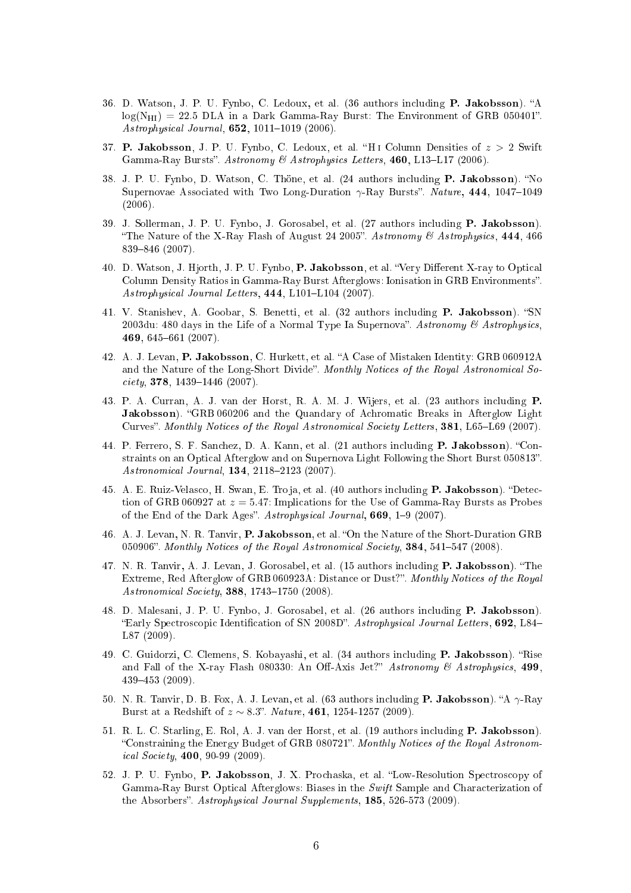36. D. Watson, J. P. U. Fynbo, C. Ledoux, et al. (36 authors including **P. Jakobsson**). "A $\log(N_{HI}) = 22.5$ DLA in a Dark Gamma-Ray Burst: The Environment of GRB 050401". *Astrophysical Journal*, **652**, 1011–1019 (2006).

37. **P. Jakobsson**, J. P. U. Fynbo, C. Ledoux, et al. "H I Column Densities of $z > 2$ Swift Gamma-Ray Bursts". *Astronomy & Astrophysics Letters*, **460**, L13–L17 (2006).

38. J. P. U. Fynbo, D. Watson, C. Thöne, et al. (24 authors including **P. Jakobsson**). "No Supernovae Associated with Two Long-Duration $\gamma$-Ray Bursts". *Nature*, **444**, 1047–1049 (2006).

39. J. Sollerman, J. P. U. Fynbo, J. Gorosabel, et al. (27 authors including **P. Jakobsson**). "The Nature of the X-Ray Flash of August 24 2005". *Astronomy & Astrophysics*, **444**, 466 839–846 (2007).

40. D. Watson, J. Hjorth, J. P. U. Fynbo, **P. Jakobsson**, et al. "Very Different X-ray to Optical Column Density Ratios in Gamma-Ray Burst Afterglows: Ionisation in GRB Environments". *Astrophysical Journal Letters*, **444**, L101–L104 (2007).

41. V. Stanishev, A. Goobar, S. Benetti, et al. (32 authors including **P. Jakobsson**). "SN 2003du: 480 days in the Life of a Normal Type Ia Supernova". *Astronomy & Astrophysics*, **469**, 645–661 (2007).

42. A. J. Levan, **P. Jakobsson**, C. Hurkett, et al. "A Case of Mistaken Identity: GRB 060912A and the Nature of the Long-Short Divide". *Monthly Notices of the Royal Astronomical Society*, **378**, 1439–1446 (2007).

43. P. A. Curran, A. J. van der Horst, R. A. M. J. Wijers, et al. (23 authors including **P. Jakobsson**). "GRB 060206 and the Quandary of Achromatic Breaks in Afterglow Light Curves". *Monthly Notices of the Royal Astronomical Society Letters*, **381**, L65–L69 (2007).

44. P. Ferrero, S. F. Sanchez, D. A. Kann, et al. (21 authors including **P. Jakobsson**). "Constraints on an Optical Afterglow and on Supernova Light Following the Short Burst 050813". *Astronomical Journal*, **134**, 2118–2123 (2007).

45. A. E. Ruiz-Velasco, H. Swan, E. Troja, et al. (40 authors including **P. Jakobsson**). "Detection of GRB 060927 at $z = 5.47$: Implications for the Use of Gamma-Ray Bursts as Probes of the End of the Dark Ages". *Astrophysical Journal*, **669**, 1–9 (2007).

46. A. J. Levan, N. R. Tanvir, **P. Jakobsson**, et al. "On the Nature of the Short-Duration GRB 050906". *Monthly Notices of the Royal Astronomical Society*, **384**, 541–547 (2008).

47. N. R. Tanvir, A. J. Levan, J. Gorosabel, et al. (15 authors including **P. Jakobsson**). "The Extreme, Red Afterglow of GRB 060923A: Distance or Dust?". *Monthly Notices of the Royal Astronomical Society*, **388**, 1743–1750 (2008).

48. D. Malesani, J. P. U. Fynbo, J. Gorosabel, et al. (26 authors including **P. Jakobsson**). "Early Spectroscopic Identification of SN 2008D". *Astrophysical Journal Letters*, **692**, L84–L87 (2009).

49. C. Guidorzi, C. Clemens, S. Kobayashi, et al. (34 authors including **P. Jakobsson**). "Rise and Fall of the X-ray Flash 080330: An Off-Axis Jet?" *Astronomy & Astrophysics*, **499**, 439–453 (2009).

50. N. R. Tanvir, D. B. Fox, A. J. Levan, et al. (63 authors including **P. Jakobsson**). "A $\gamma$-Ray Burst at a Redshift of $z \sim 8.3$". *Nature*, **461**, 1254-1257 (2009).

51. R. L. C. Starling, E. Rol, A. J. van der Horst, et al. (19 authors including **P. Jakobsson**). "Constraining the Energy Budget of GRB 080721". *Monthly Notices of the Royal Astronomical Society*, **400**, 90-99 (2009).

52. J. P. U. Fynbo, **P. Jakobsson**, J. X. Prochaska, et al. "Low-Resolution Spectroscopy of Gamma-Ray Burst Optical Afterglows: Biases in the *Swift* Sample and Characterization of the Absorbers". *Astrophysical Journal Supplements*, **185**, 526-573 (2009).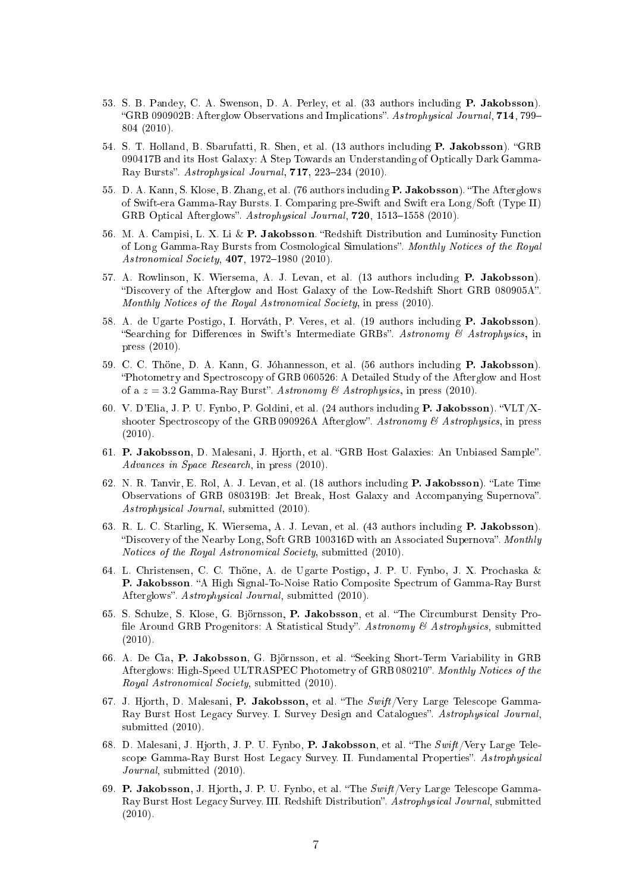53. S. B. Pandey, C. A. Swenson, D. A. Perley, et al. (33 authors including **P. Jakobsson**). "GRB 090902B: Afterglow Observations and Implications". *Astrophysical Journal*, **714**, 799–804 (2010).

54. S. T. Holland, B. Sbarufatti, R. Shen, et al. (13 authors including **P. Jakobsson**). "GRB 090417B and its Host Galaxy: A Step Towards an Understanding of Optically Dark Gamma-Ray Bursts". *Astrophysical Journal*, **717**, 223–234 (2010).

55. D. A. Kann, S. Klose, B. Zhang, et al. (76 authors including **P. Jakobsson**). "The Afterglows of Swift-era Gamma-Ray Bursts. I. Comparing pre-Swift and Swift era Long/Soft (Type II) GRB Optical Afterglows". *Astrophysical Journal*, **720**, 1513–1558 (2010).

56. M. A. Campisi, L. X. Li & **P. Jakobsson**. "Redshift Distribution and Luminosity Function of Long Gamma-Ray Bursts from Cosmological Simulations". *Monthly Notices of the Royal Astronomical Society*, **407**, 1972–1980 (2010).

57. A. Rowlinson, K. Wiersema, A. J. Levan, et al. (13 authors including **P. Jakobsson**). "Discovery of the Afterglow and Host Galaxy of the Low-Redshift Short GRB 080905A". *Monthly Notices of the Royal Astronomical Society*, in press (2010).

58. A. de Ugarte Postigo, I. Horváth, P. Veres, et al. (19 authors including **P. Jakobsson**). "Searching for Differences in Swift's Intermediate GRBs". *Astronomy & Astrophysics*, in press (2010).

59. C. C. Thöne, D. A. Kann, G. Jóhannesson, et al. (56 authors including **P. Jakobsson**). "Photometry and Spectroscopy of GRB 060526: A Detailed Study of the Afterglow and Host of a $z = 3.2$ Gamma-Ray Burst". *Astronomy & Astrophysics*, in press (2010).

60. V. D'Elia, J. P. U. Fynbo, P. Goldini, et al. (24 authors including **P. Jakobsson**). "VLT/X-shooter Spectroscopy of the GRB 090926A Afterglow". *Astronomy & Astrophysics*, in press (2010).

61. **P. Jakobsson**, D. Malesani, J. Hjorth, et al. "GRB Host Galaxies: An Unbiased Sample". *Advances in Space Research*, in press (2010).

62. N. R. Tanvir, E. Rol, A. J. Levan, et al. (18 authors including **P. Jakobsson**). "Late Time Observations of GRB 080319B: Jet Break, Host Galaxy and Accompanying Supernova". *Astrophysical Journal*, submitted (2010).

63. R. L. C. Starling, K. Wiersema, A. J. Levan, et al. (43 authors including **P. Jakobsson**). "Discovery of the Nearby Long, Soft GRB 100316D with an Associated Supernova". *Monthly Notices of the Royal Astronomical Society*, submitted (2010).

64. L. Christensen, C. C. Thöne, A. de Ugarte Postigo, J. P. U. Fynbo, J. X. Prochaska & **P. Jakobsson**. "A High Signal-To-Noise Ratio Composite Spectrum of Gamma-Ray Burst Afterglows". *Astrophysical Journal*, submitted (2010).

65. S. Schulze, S. Klose, G. Björnsson, **P. Jakobsson**, et al. "The Circumburst Density Profile Around GRB Progenitors: A Statistical Study". *Astronomy & Astrophysics*, submitted (2010).

66. A. De Cia, **P. Jakobsson**, G. Björnsson, et al. "Seeking Short-Term Variability in GRB Afterglows: High-Speed ULTRASPEC Photometry of GRB 080210". *Monthly Notices of the Royal Astronomical Society*, submitted (2010).

67. J. Hjorth, D. Malesani, **P. Jakobsson,** et al. "The *Swift*/Very Large Telescope Gamma-Ray Burst Host Legacy Survey. I. Survey Design and Catalogues". *Astrophysical Journal*, submitted (2010).

68. D. Malesani, J. Hjorth, J. P. U. Fynbo, **P. Jakobsson**, et al. "The *Swift*/Very Large Telescope Gamma-Ray Burst Host Legacy Survey. II. Fundamental Properties". *Astrophysical Journal*, submitted (2010).

69. **P. Jakobsson**, J. Hjorth, J. P. U. Fynbo, et al. "The *Swift*/Very Large Telescope Gamma-Ray Burst Host Legacy Survey. III. Redshift Distribution". *Astrophysical Journal*, submitted (2010).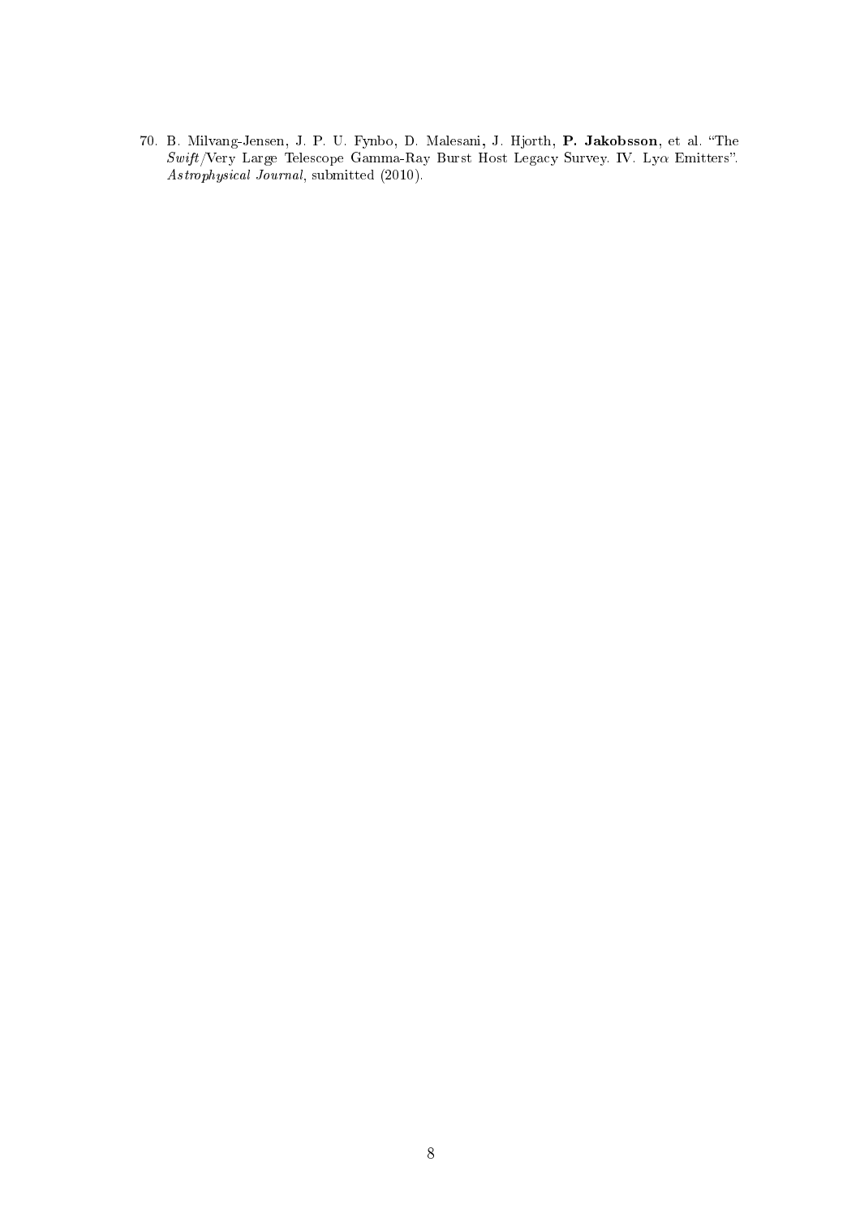70. B. Milvang-Jensen, J. P. U. Fynbo, D. Malesani, J. Hjorth, **P. Jakobsson**, et al. "The *Swift*/Very Large Telescope Gamma-Ray Burst Host Legacy Survey. IV. Ly$\alpha$ Emitters". *Astrophysical Journal*, submitted (2010).